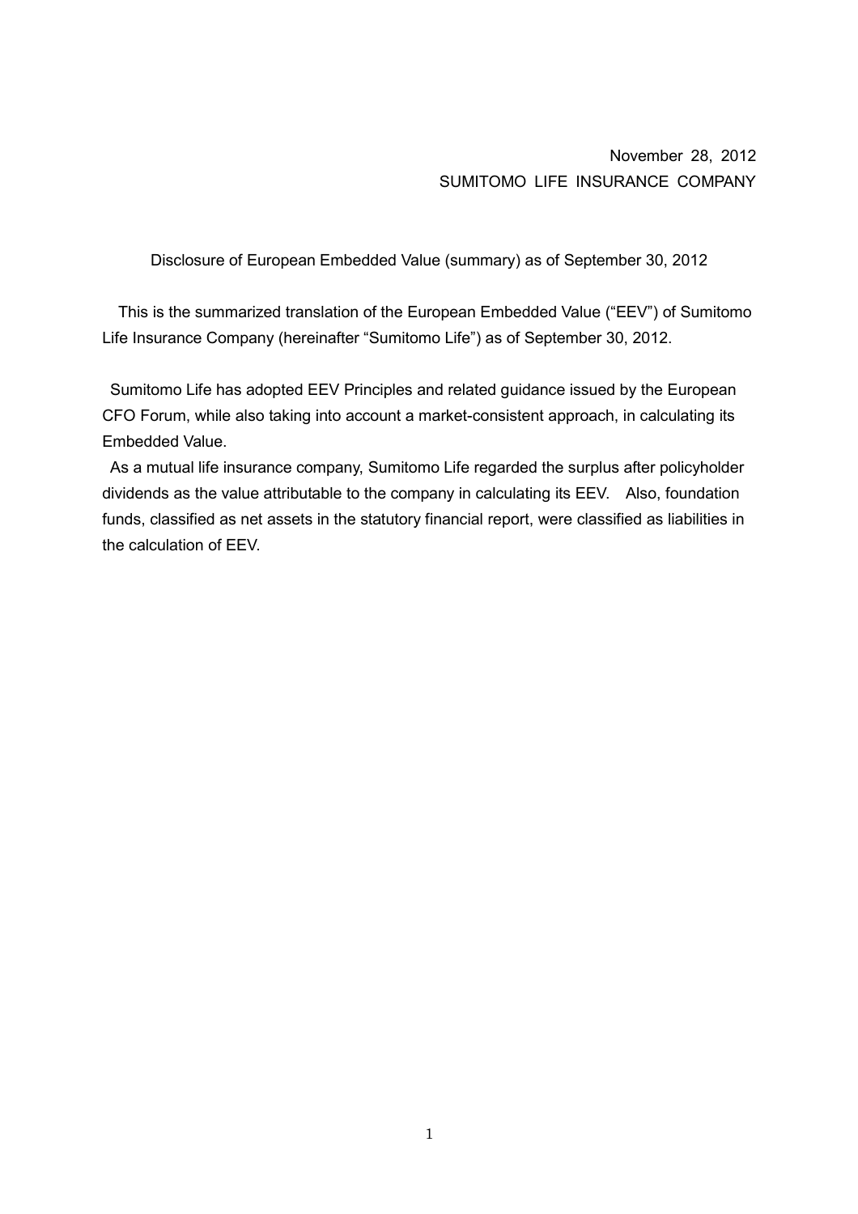November 28, 2012
SUMITOMO LIFE INSURANCE COMPANY

# Disclosure of European Embedded Value (summary) as of September 30, 2012

This is the summarized translation of the European Embedded Value ("EEV") of Sumitomo Life Insurance Company (hereinafter "Sumitomo Life") as of September 30, 2012.

Sumitomo Life has adopted EEV Principles and related guidance issued by the European CFO Forum, while also taking into account a market-consistent approach, in calculating its Embedded Value.

As a mutual life insurance company, Sumitomo Life regarded the surplus after policyholder dividends as the value attributable to the company in calculating its EEV. Also, foundation funds, classified as net assets in the statutory financial report, were classified as liabilities in the calculation of EEV.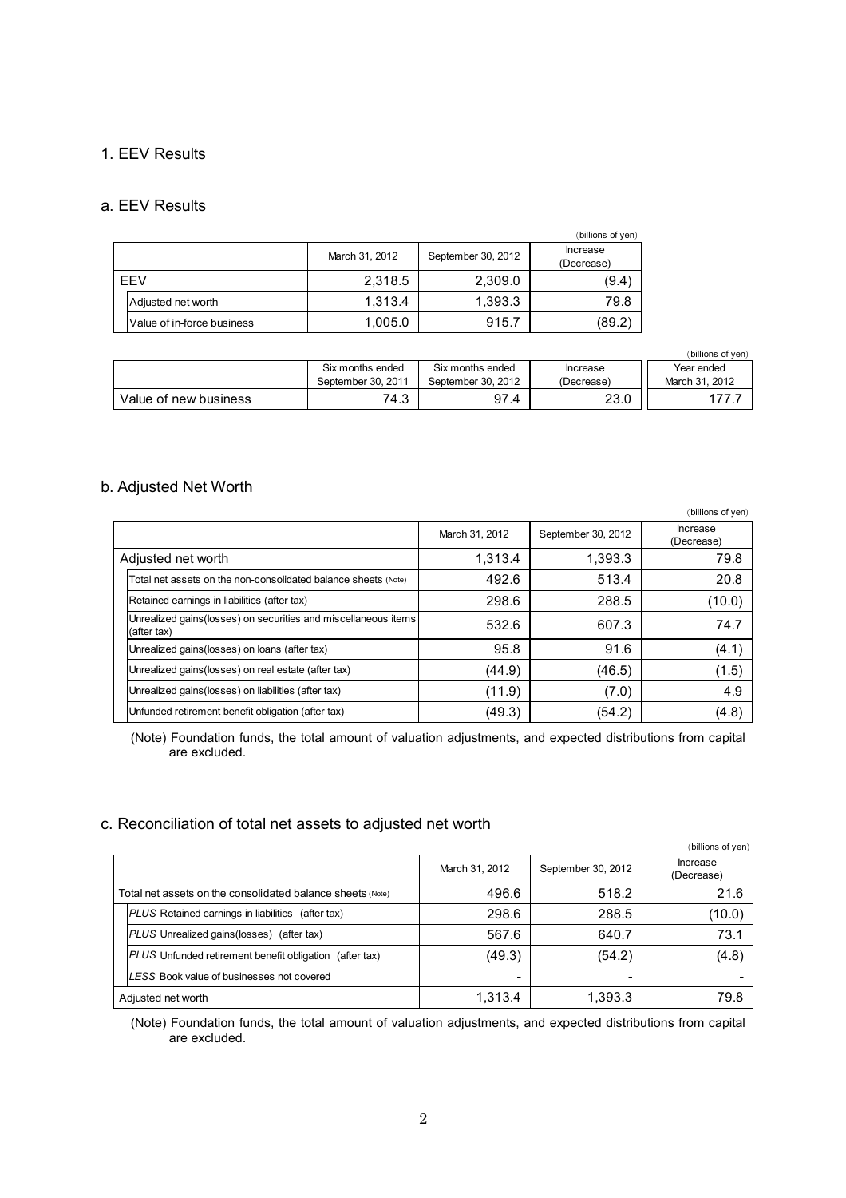## 1. EEV Results

### a. EEV Results

(billions of yen)

| | March 31, 2012 | September 30, 2012 | Increase (Decrease) |
|---|---|---|---|
| EEV | 2,318.5 | 2,309.0 | (9.4) |
| Adjusted net worth | 1,313.4 | 1,393.3 | 79.8 |
| Value of in-force business | 1,005.0 | 915.7 | (89.2) |

(billions of yen)

| | Six months ended September 30, 2011 | Six months ended September 30, 2012 | Increase (Decrease) | Year ended March 31, 2012 |
|---|---|---|---|---|
| Value of new business | 74.3 | 97.4 | 23.0 | 177.7 |

### b. Adjusted Net Worth

(billions of yen)

| | March 31, 2012 | September 30, 2012 | Increase (Decrease) |
|---|---|---|---|
| Adjusted net worth | 1,313.4 | 1,393.3 | 79.8 |
| Total net assets on the non-consolidated balance sheets (Note) | 492.6 | 513.4 | 20.8 |
| Retained earnings in liabilities (after tax) | 298.6 | 288.5 | (10.0) |
| Unrealized gains(losses) on securities and miscellaneous items (after tax) | 532.6 | 607.3 | 74.7 |
| Unrealized gains(losses) on loans (after tax) | 95.8 | 91.6 | (4.1) |
| Unrealized gains(losses) on real estate (after tax) | (44.9) | (46.5) | (1.5) |
| Unrealized gains(losses) on liabilities (after tax) | (11.9) | (7.0) | 4.9 |
| Unfunded retirement benefit obligation (after tax) | (49.3) | (54.2) | (4.8) |

(Note) Foundation funds, the total amount of valuation adjustments, and expected distributions from capital are excluded.

### c. Reconciliation of total net assets to adjusted net worth

(billions of yen)

| | March 31, 2012 | September 30, 2012 | Increase (Decrease) |
|---|---|---|---|
| Total net assets on the consolidated balance sheets (Note) | 496.6 | 518.2 | 21.6 |
| *PLUS* Retained earnings in liabilities (after tax) | 298.6 | 288.5 | (10.0) |
| *PLUS* Unrealized gains(losses) (after tax) | 567.6 | 640.7 | 73.1 |
| *PLUS* Unfunded retirement benefit obligation (after tax) | (49.3) | (54.2) | (4.8) |
| *LESS* Book value of businesses not covered | - | - | - |
| Adjusted net worth | 1,313.4 | 1,393.3 | 79.8 |

(Note) Foundation funds, the total amount of valuation adjustments, and expected distributions from capital are excluded.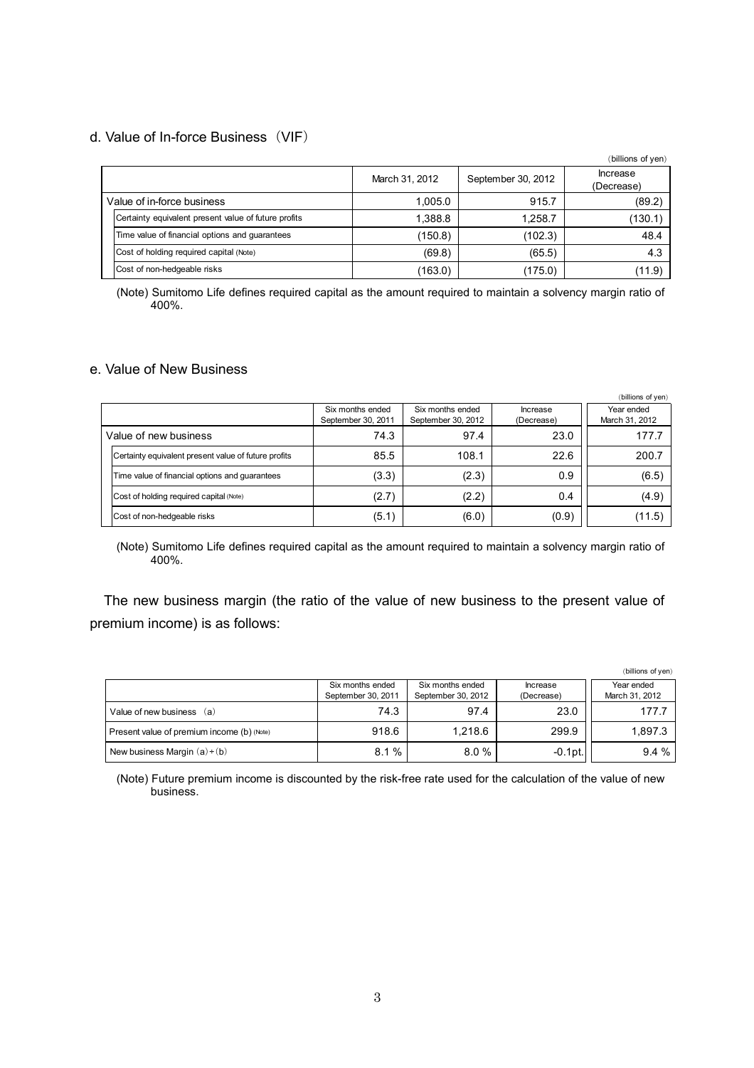### d. Value of In-force Business（VIF）

（billions of yen）

| | March 31, 2012 | September 30, 2012 | Increase (Decrease) |
|---|---|---|---|
| Value of in-force business | 1,005.0 | 915.7 | (89.2) |
| Certainty equivalent present value of future profits | 1,388.8 | 1,258.7 | (130.1) |
| Time value of financial options and guarantees | (150.8) | (102.3) | 48.4 |
| Cost of holding required capital (Note) | (69.8) | (65.5) | 4.3 |
| Cost of non-hedgeable risks | (163.0) | (175.0) | (11.9) |

(Note) Sumitomo Life defines required capital as the amount required to maintain a solvency margin ratio of 400%.

### e. Value of New Business

（billions of yen）

| | Six months ended September 30, 2011 | Six months ended September 30, 2012 | Increase (Decrease) | Year ended March 31, 2012 |
|---|---|---|---|---|
| Value of new business | 74.3 | 97.4 | 23.0 | 177.7 |
| Certainty equivalent present value of future profits | 85.5 | 108.1 | 22.6 | 200.7 |
| Time value of financial options and guarantees | (3.3) | (2.3) | 0.9 | (6.5) |
| Cost of holding required capital (Note) | (2.7) | (2.2) | 0.4 | (4.9) |
| Cost of non-hedgeable risks | (5.1) | (6.0) | (0.9) | (11.5) |

(Note) Sumitomo Life defines required capital as the amount required to maintain a solvency margin ratio of 400%.

The new business margin (the ratio of the value of new business to the present value of premium income) is as follows:

（billions of yen）

| | Six months ended September 30, 2011 | Six months ended September 30, 2012 | Increase (Decrease) | Year ended March 31, 2012 |
|---|---|---|---|---|
| Value of new business （a） | 74.3 | 97.4 | 23.0 | 177.7 |
| Present value of premium income (b) (Note) | 918.6 | 1,218.6 | 299.9 | 1,897.3 |
| New business Margin （a）÷（b） | 8.1 % | 8.0 % | -0.1pt. | 9.4 % |

(Note) Future premium income is discounted by the risk-free rate used for the calculation of the value of new business.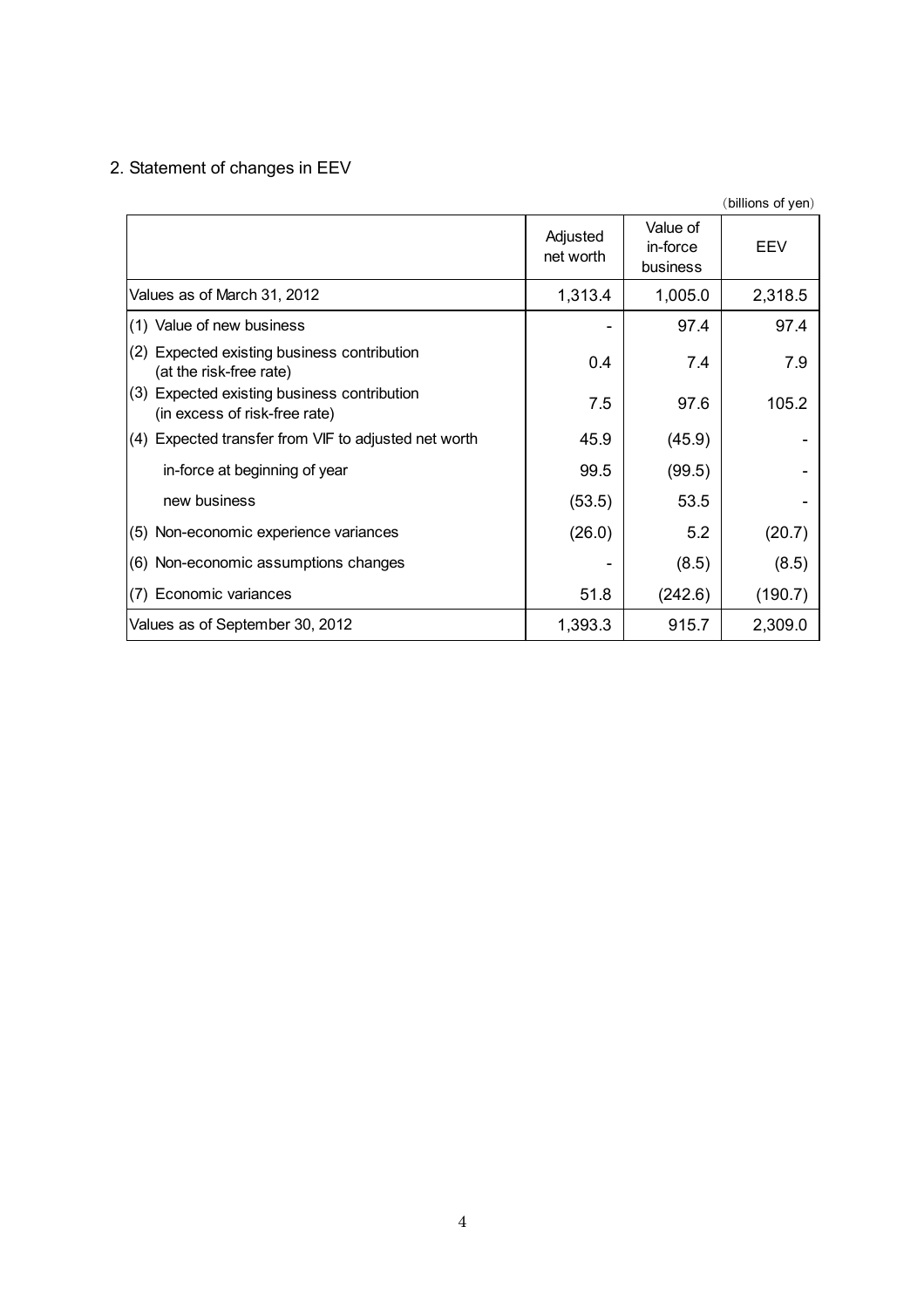## 2. Statement of changes in EEV

(billions of yen)

| | Adjusted net worth | Value of in-force business | EEV |
|---|---|---|---|
| Values as of March 31, 2012 | 1,313.4 | 1,005.0 | 2,318.5 |
| (1) Value of new business | - | 97.4 | 97.4 |
| (2) Expected existing business contribution (at the risk-free rate) | 0.4 | 7.4 | 7.9 |
| (3) Expected existing business contribution (in excess of risk-free rate) | 7.5 | 97.6 | 105.2 |
| (4) Expected transfer from VIF to adjusted net worth | 45.9 | (45.9) | - |
| in-force at beginning of year | 99.5 | (99.5) | - |
| new business | (53.5) | 53.5 | - |
| (5) Non-economic experience variances | (26.0) | 5.2 | (20.7) |
| (6) Non-economic assumptions changes | - | (8.5) | (8.5) |
| (7) Economic variances | 51.8 | (242.6) | (190.7) |
| Values as of September 30, 2012 | 1,393.3 | 915.7 | 2,309.0 |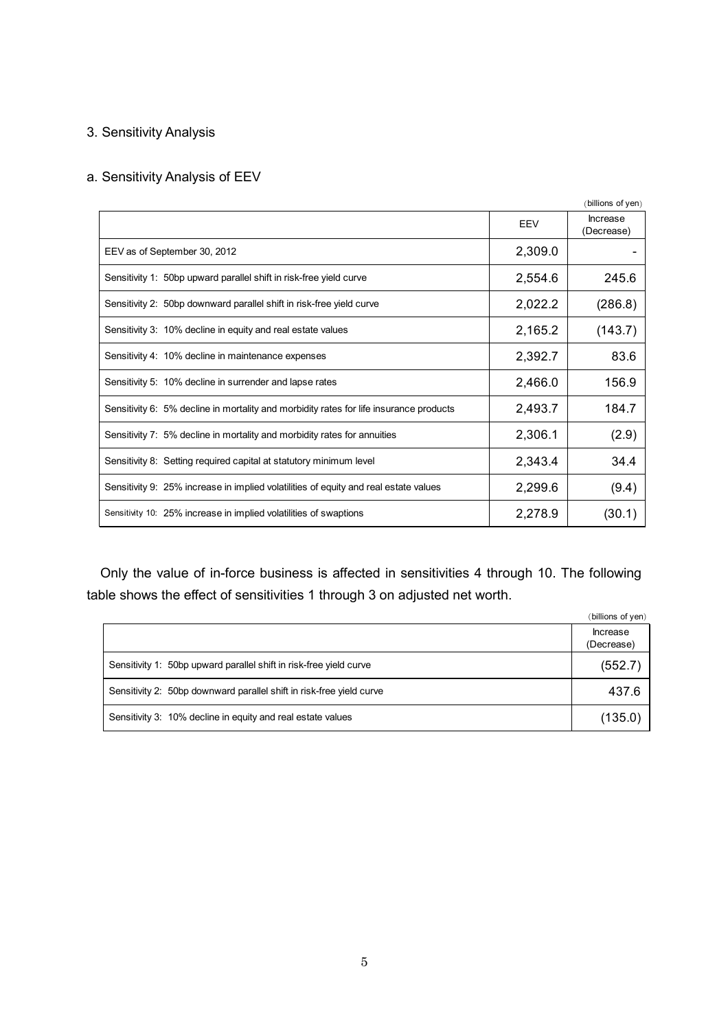## 3. Sensitivity Analysis

### a. Sensitivity Analysis of EEV

(billions of yen)

| | EEV | Increase (Decrease) |
|---|---|---|
| EEV as of September 30, 2012 | 2,309.0 | - |
| Sensitivity 1: 50bp upward parallel shift in risk-free yield curve | 2,554.6 | 245.6 |
| Sensitivity 2: 50bp downward parallel shift in risk-free yield curve | 2,022.2 | (286.8) |
| Sensitivity 3: 10% decline in equity and real estate values | 2,165.2 | (143.7) |
| Sensitivity 4: 10% decline in maintenance expenses | 2,392.7 | 83.6 |
| Sensitivity 5: 10% decline in surrender and lapse rates | 2,466.0 | 156.9 |
| Sensitivity 6: 5% decline in mortality and morbidity rates for life insurance products | 2,493.7 | 184.7 |
| Sensitivity 7: 5% decline in mortality and morbidity rates for annuities | 2,306.1 | (2.9) |
| Sensitivity 8: Setting required capital at statutory minimum level | 2,343.4 | 34.4 |
| Sensitivity 9: 25% increase in implied volatilities of equity and real estate values | 2,299.6 | (9.4) |
| Sensitivity 10: 25% increase in implied volatilities of swaptions | 2,278.9 | (30.1) |

Only the value of in-force business is affected in sensitivities 4 through 10. The following table shows the effect of sensitivities 1 through 3 on adjusted net worth.

(billions of yen)

| | Increase (Decrease) |
|---|---|
| Sensitivity 1: 50bp upward parallel shift in risk-free yield curve | (552.7) |
| Sensitivity 2: 50bp downward parallel shift in risk-free yield curve | 437.6 |
| Sensitivity 3: 10% decline in equity and real estate values | (135.0) |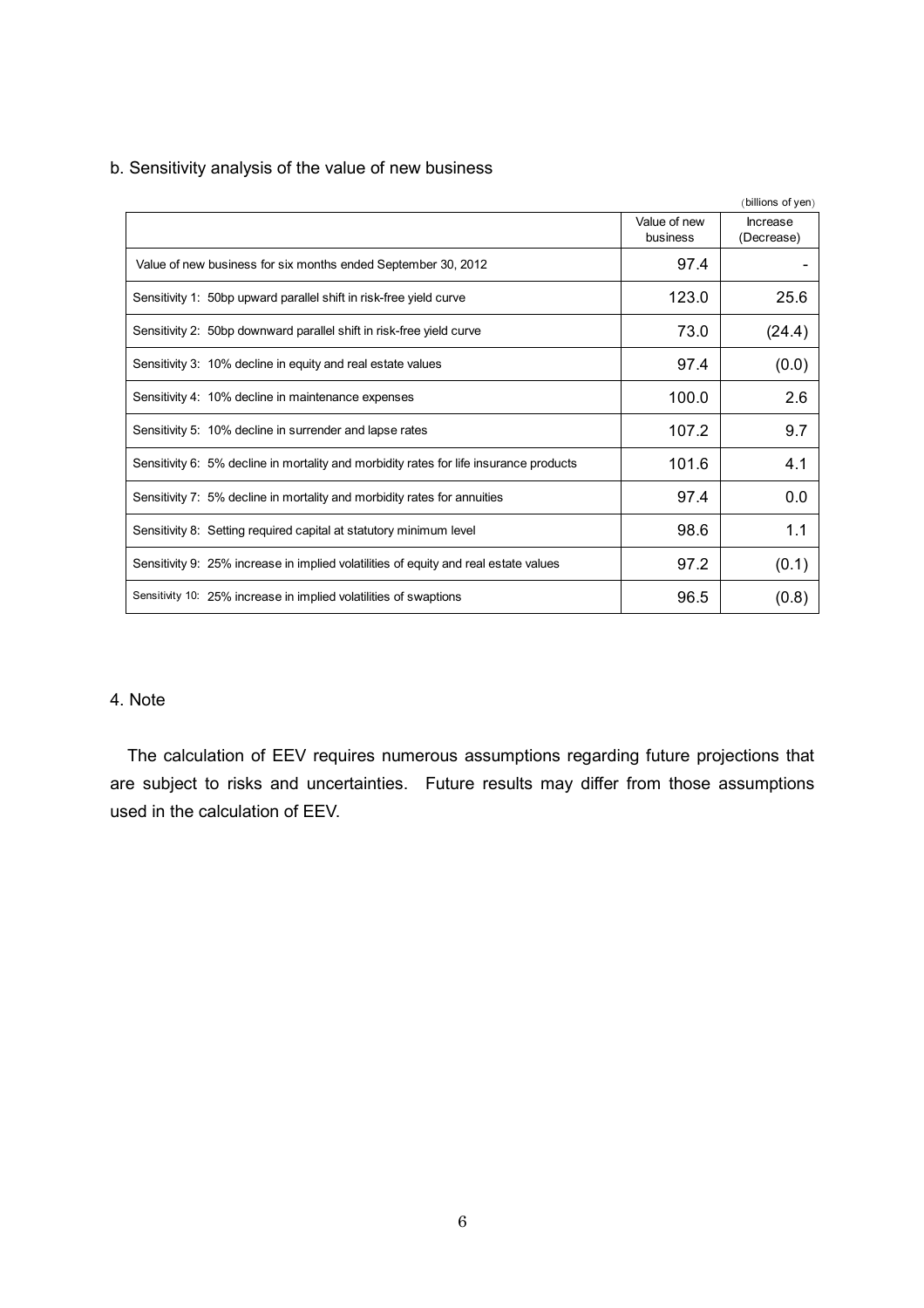b. Sensitivity analysis of the value of new business

(billions of yen)

| | Value of new business | Increase (Decrease) |
|---|---|---|
| Value of new business for six months ended September 30, 2012 | 97.4 | - |
| Sensitivity 1: 50bp upward parallel shift in risk-free yield curve | 123.0 | 25.6 |
| Sensitivity 2: 50bp downward parallel shift in risk-free yield curve | 73.0 | (24.4) |
| Sensitivity 3: 10% decline in equity and real estate values | 97.4 | (0.0) |
| Sensitivity 4: 10% decline in maintenance expenses | 100.0 | 2.6 |
| Sensitivity 5: 10% decline in surrender and lapse rates | 107.2 | 9.7 |
| Sensitivity 6: 5% decline in mortality and morbidity rates for life insurance products | 101.6 | 4.1 |
| Sensitivity 7: 5% decline in mortality and morbidity rates for annuities | 97.4 | 0.0 |
| Sensitivity 8: Setting required capital at statutory minimum level | 98.6 | 1.1 |
| Sensitivity 9: 25% increase in implied volatilities of equity and real estate values | 97.2 | (0.1) |
| Sensitivity 10: 25% increase in implied volatilities of swaptions | 96.5 | (0.8) |

4. Note

The calculation of EEV requires numerous assumptions regarding future projections that are subject to risks and uncertainties. Future results may differ from those assumptions used in the calculation of EEV.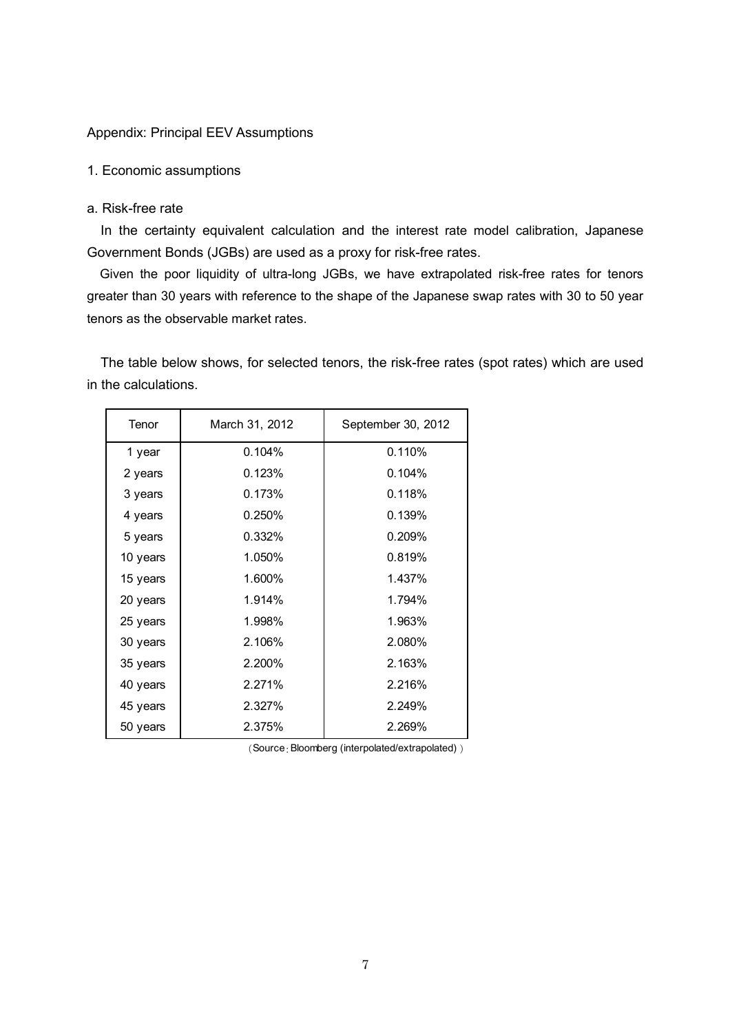## Appendix: Principal EEV Assumptions

### 1. Economic assumptions

#### a. Risk-free rate

In the certainty equivalent calculation and the interest rate model calibration, Japanese Government Bonds (JGBs) are used as a proxy for risk-free rates.

Given the poor liquidity of ultra-long JGBs, we have extrapolated risk-free rates for tenors greater than 30 years with reference to the shape of the Japanese swap rates with 30 to 50 year tenors as the observable market rates.

The table below shows, for selected tenors, the risk-free rates (spot rates) which are used in the calculations.

| Tenor | March 31, 2012 | September 30, 2012 |
|---|---|---|
| 1 year | 0.104% | 0.110% |
| 2 years | 0.123% | 0.104% |
| 3 years | 0.173% | 0.118% |
| 4 years | 0.250% | 0.139% |
| 5 years | 0.332% | 0.209% |
| 10 years | 1.050% | 0.819% |
| 15 years | 1.600% | 1.437% |
| 20 years | 1.914% | 1.794% |
| 25 years | 1.998% | 1.963% |
| 30 years | 2.106% | 2.080% |
| 35 years | 2.200% | 2.163% |
| 40 years | 2.271% | 2.216% |
| 45 years | 2.327% | 2.249% |
| 50 years | 2.375% | 2.269% |

（Source：Bloomberg (interpolated/extrapolated) ）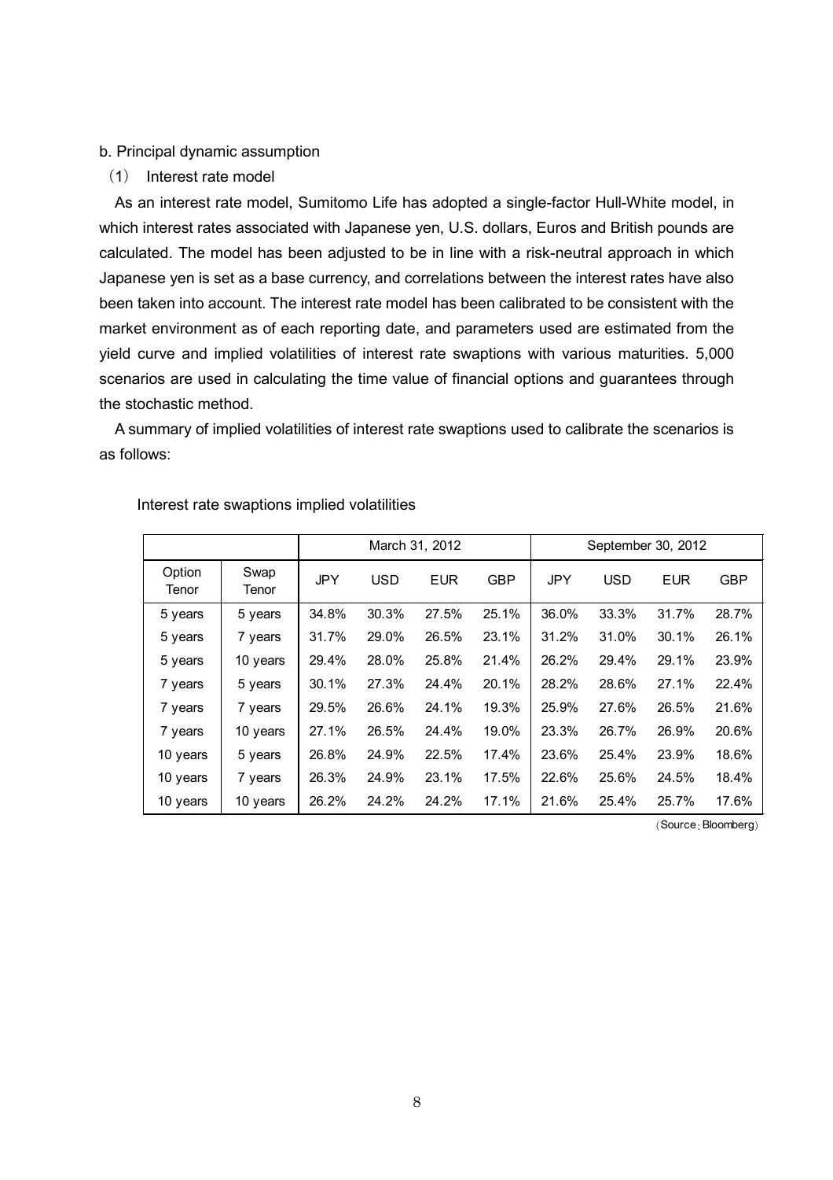b. Principal dynamic assumption

(1) Interest rate model

As an interest rate model, Sumitomo Life has adopted a single-factor Hull-White model, in which interest rates associated with Japanese yen, U.S. dollars, Euros and British pounds are calculated. The model has been adjusted to be in line with a risk-neutral approach in which Japanese yen is set as a base currency, and correlations between the interest rates have also been taken into account. The interest rate model has been calibrated to be consistent with the market environment as of each reporting date, and parameters used are estimated from the yield curve and implied volatilities of interest rate swaptions with various maturities. 5,000 scenarios are used in calculating the time value of financial options and guarantees through the stochastic method.

A summary of implied volatilities of interest rate swaptions used to calibrate the scenarios is as follows:

Interest rate swaptions implied volatilities

| | | March 31, 2012 | | | | September 30, 2012 | | | |
|---|---|---|---|---|---|---|---|---|---|
| Option Tenor | Swap Tenor | JPY | USD | EUR | GBP | JPY | USD | EUR | GBP |
| 5 years | 5 years | 34.8% | 30.3% | 27.5% | 25.1% | 36.0% | 33.3% | 31.7% | 28.7% |
| 5 years | 7 years | 31.7% | 29.0% | 26.5% | 23.1% | 31.2% | 31.0% | 30.1% | 26.1% |
| 5 years | 10 years | 29.4% | 28.0% | 25.8% | 21.4% | 26.2% | 29.4% | 29.1% | 23.9% |
| 7 years | 5 years | 30.1% | 27.3% | 24.4% | 20.1% | 28.2% | 28.6% | 27.1% | 22.4% |
| 7 years | 7 years | 29.5% | 26.6% | 24.1% | 19.3% | 25.9% | 27.6% | 26.5% | 21.6% |
| 7 years | 10 years | 27.1% | 26.5% | 24.4% | 19.0% | 23.3% | 26.7% | 26.9% | 20.6% |
| 10 years | 5 years | 26.8% | 24.9% | 22.5% | 17.4% | 23.6% | 25.4% | 23.9% | 18.6% |
| 10 years | 7 years | 26.3% | 24.9% | 23.1% | 17.5% | 22.6% | 25.6% | 24.5% | 18.4% |
| 10 years | 10 years | 26.2% | 24.2% | 24.2% | 17.1% | 21.6% | 25.4% | 25.7% | 17.6% |

(Source：Bloomberg)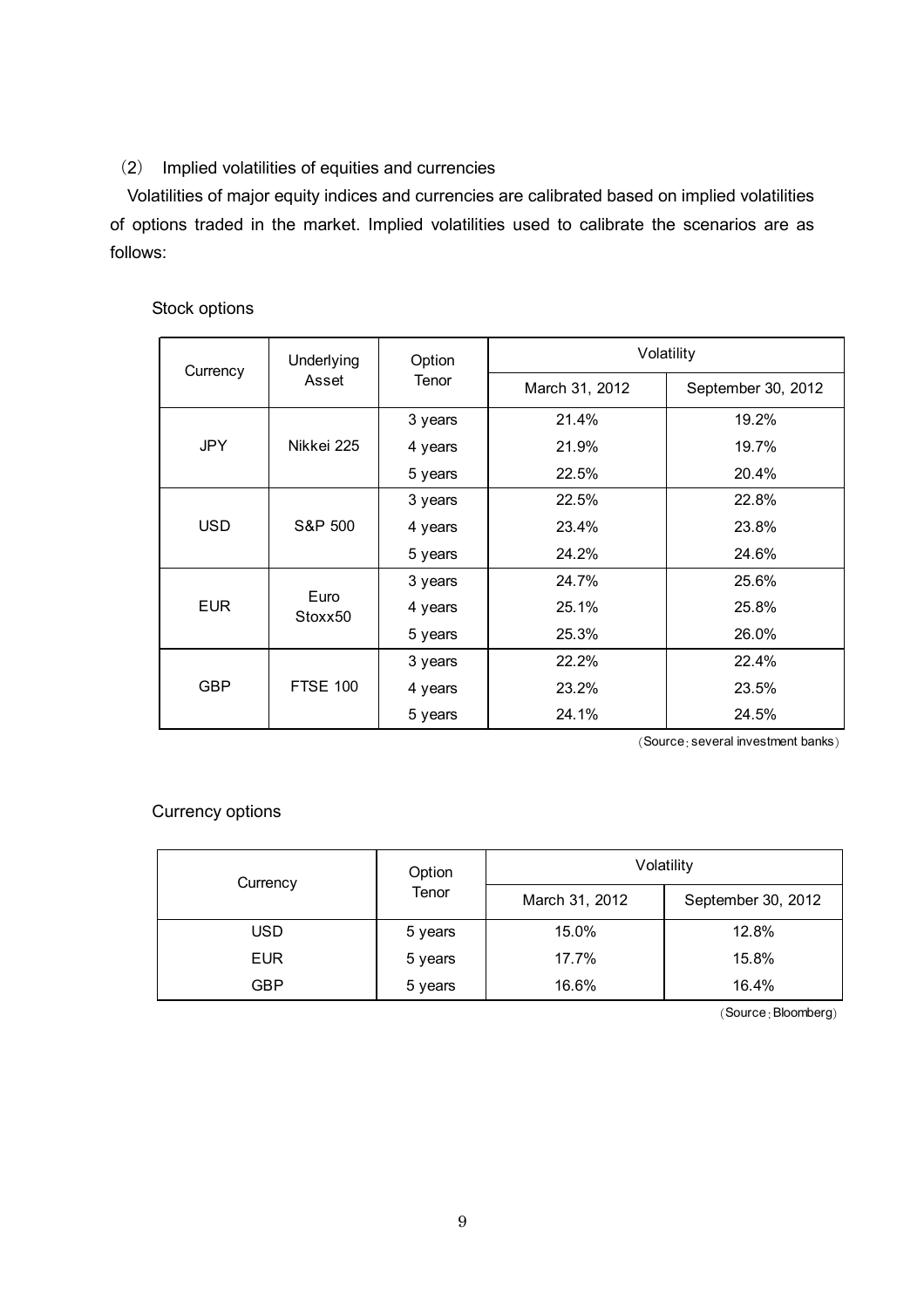## (2) Implied volatilities of equities and currencies

Volatilities of major equity indices and currencies are calibrated based on implied volatilities of options traded in the market. Implied volatilities used to calibrate the scenarios are as follows:

Stock options

| Currency | Underlying Asset | Option Tenor | Volatility | |
|---|---|---|---|---|
| | | | March 31, 2012 | September 30, 2012 |
| JPY | Nikkei 225 | 3 years | 21.4% | 19.2% |
| | | 4 years | 21.9% | 19.7% |
| | | 5 years | 22.5% | 20.4% |
| USD | S&P 500 | 3 years | 22.5% | 22.8% |
| | | 4 years | 23.4% | 23.8% |
| | | 5 years | 24.2% | 24.6% |
| EUR | Euro Stoxx50 | 3 years | 24.7% | 25.6% |
| | | 4 years | 25.1% | 25.8% |
| | | 5 years | 25.3% | 26.0% |
| GBP | FTSE 100 | 3 years | 22.2% | 22.4% |
| | | 4 years | 23.2% | 23.5% |
| | | 5 years | 24.1% | 24.5% |

(Source: several investment banks)

Currency options

| Currency | Option Tenor | Volatility | |
|---|---|---|---|
| | | March 31, 2012 | September 30, 2012 |
| USD | 5 years | 15.0% | 12.8% |
| EUR | 5 years | 17.7% | 15.8% |
| GBP | 5 years | 16.6% | 16.4% |

(Source: Bloomberg)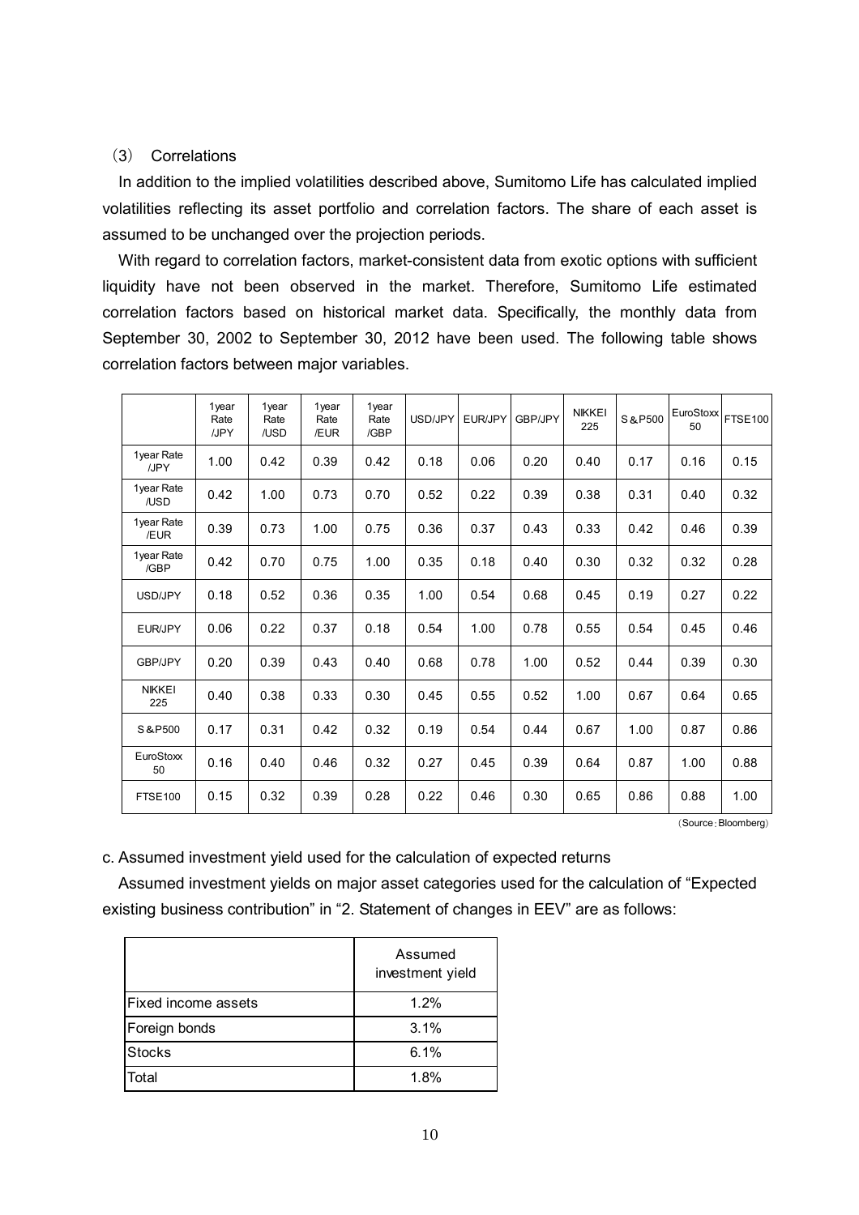### (3) Correlations

In addition to the implied volatilities described above, Sumitomo Life has calculated implied volatilities reflecting its asset portfolio and correlation factors. The share of each asset is assumed to be unchanged over the projection periods.

With regard to correlation factors, market-consistent data from exotic options with sufficient liquidity have not been observed in the market. Therefore, Sumitomo Life estimated correlation factors based on historical market data. Specifically, the monthly data from September 30, 2002 to September 30, 2012 have been used. The following table shows correlation factors between major variables.

| | 1year Rate /JPY | 1year Rate /USD | 1year Rate /EUR | 1year Rate /GBP | USD/JPY | EUR/JPY | GBP/JPY | NIKKEI 225 | S&P500 | EuroStoxx 50 | FTSE100 |
|---|---|---|---|---|---|---|---|---|---|---|---|
| 1year Rate /JPY | 1.00 | 0.42 | 0.39 | 0.42 | 0.18 | 0.06 | 0.20 | 0.40 | 0.17 | 0.16 | 0.15 |
| 1year Rate /USD | 0.42 | 1.00 | 0.73 | 0.70 | 0.52 | 0.22 | 0.39 | 0.38 | 0.31 | 0.40 | 0.32 |
| 1year Rate /EUR | 0.39 | 0.73 | 1.00 | 0.75 | 0.36 | 0.37 | 0.43 | 0.33 | 0.42 | 0.46 | 0.39 |
| 1year Rate /GBP | 0.42 | 0.70 | 0.75 | 1.00 | 0.35 | 0.18 | 0.40 | 0.30 | 0.32 | 0.32 | 0.28 |
| USD/JPY | 0.18 | 0.52 | 0.36 | 0.35 | 1.00 | 0.54 | 0.68 | 0.45 | 0.19 | 0.27 | 0.22 |
| EUR/JPY | 0.06 | 0.22 | 0.37 | 0.18 | 0.54 | 1.00 | 0.78 | 0.55 | 0.54 | 0.45 | 0.46 |
| GBP/JPY | 0.20 | 0.39 | 0.43 | 0.40 | 0.68 | 0.78 | 1.00 | 0.52 | 0.44 | 0.39 | 0.30 |
| NIKKEI 225 | 0.40 | 0.38 | 0.33 | 0.30 | 0.45 | 0.55 | 0.52 | 1.00 | 0.67 | 0.64 | 0.65 |
| S&P500 | 0.17 | 0.31 | 0.42 | 0.32 | 0.19 | 0.54 | 0.44 | 0.67 | 1.00 | 0.87 | 0.86 |
| EuroStoxx 50 | 0.16 | 0.40 | 0.46 | 0.32 | 0.27 | 0.45 | 0.39 | 0.64 | 0.87 | 1.00 | 0.88 |
| FTSE100 | 0.15 | 0.32 | 0.39 | 0.28 | 0.22 | 0.46 | 0.30 | 0.65 | 0.86 | 0.88 | 1.00 |

(Source: Bloomberg)

c. Assumed investment yield used for the calculation of expected returns

Assumed investment yields on major asset categories used for the calculation of "Expected existing business contribution" in "2. Statement of changes in EEV" are as follows:

| | Assumed investment yield |
|---|---|
| Fixed income assets | 1.2% |
| Foreign bonds | 3.1% |
| Stocks | 6.1% |
| Total | 1.8% |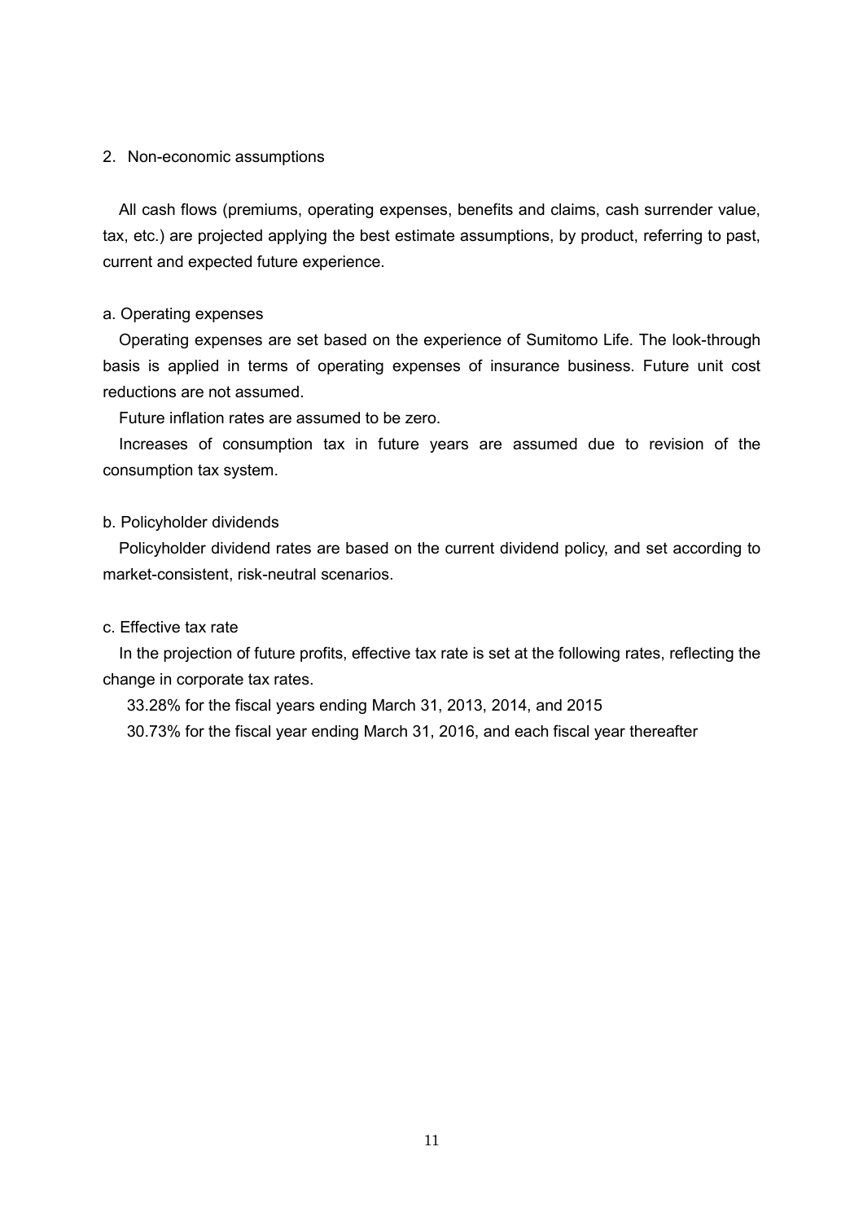## 2. Non-economic assumptions

All cash flows (premiums, operating expenses, benefits and claims, cash surrender value, tax, etc.) are projected applying the best estimate assumptions, by product, referring to past, current and expected future experience.

### a. Operating expenses

Operating expenses are set based on the experience of Sumitomo Life. The look-through basis is applied in terms of operating expenses of insurance business. Future unit cost reductions are not assumed.

Future inflation rates are assumed to be zero.

Increases of consumption tax in future years are assumed due to revision of the consumption tax system.

### b. Policyholder dividends

Policyholder dividend rates are based on the current dividend policy, and set according to market-consistent, risk-neutral scenarios.

### c. Effective tax rate

In the projection of future profits, effective tax rate is set at the following rates, reflecting the change in corporate tax rates.

33.28% for the fiscal years ending March 31, 2013, 2014, and 2015

30.73% for the fiscal year ending March 31, 2016, and each fiscal year thereafter